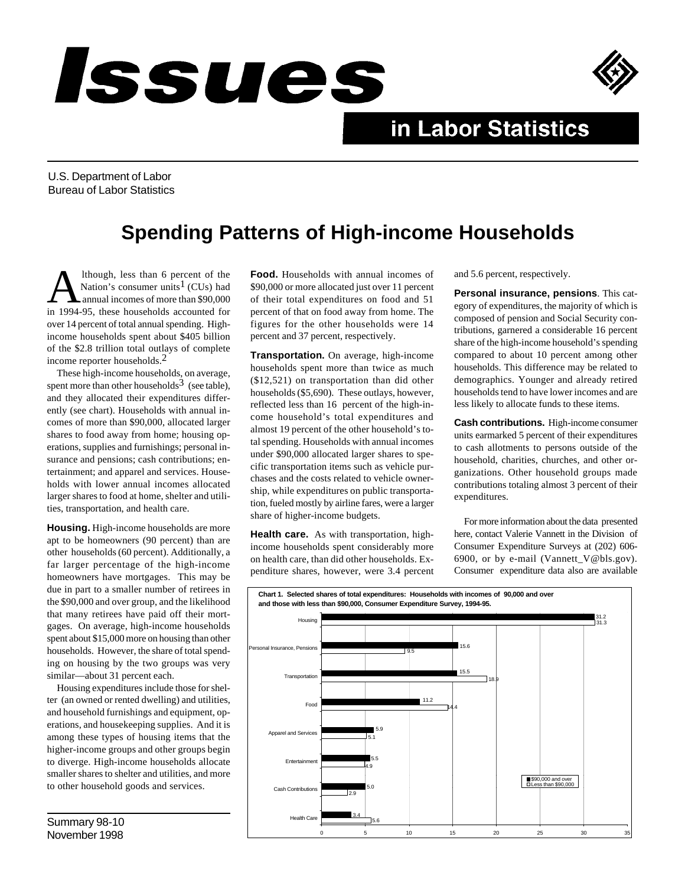# Issues in Labor Statistics

U.S. Department of Labor
Bureau of Labor Statistics

## Spending Patterns of High-income Households

Although, less than 6 percent of the Nation's consumer units[1] (CUs) had annual incomes of more than $90,000 in 1994-95, these households accounted for over 14 percent of total annual spending. High-income households spent about $405 billion of the $2.8 trillion total outlays of complete income reporter households.[2]

These high-income households, on average, spent more than other households[3] (see table), and they allocated their expenditures differently (see chart). Households with annual incomes of more than $90,000, allocated larger shares to food away from home; housing operations, supplies and furnishings; personal insurance and pensions; cash contributions; entertainment; and apparel and services. Households with lower annual incomes allocated larger shares to food at home, shelter and utilities, transportation, and health care.

**Housing.** High-income households are more apt to be homeowners (90 percent) than are other households (60 percent). Additionally, a far larger percentage of the high-income homeowners have mortgages. This may be due in part to a smaller number of retirees in the $90,000 and over group, and the likelihood that many retirees have paid off their mortgages. On average, high-income households spent about $15,000 more on housing than other households. However, the share of total spending on housing by the two groups was very similar—about 31 percent each.

Housing expenditures include those for shelter (an owned or rented dwelling) and utilities, and household furnishings and equipment, operations, and housekeeping supplies. And it is among these types of housing items that the higher-income groups and other groups begin to diverge. High-income households allocate smaller shares to shelter and utilities, and more to other household goods and services.

**Food.** Households with annual incomes of $90,000 or more allocated just over 11 percent of their total expenditures on food and 51 percent of that on food away from home. The figures for the other households were 14 percent and 37 percent, respectively.

**Transportation.** On average, high-income households spent more than twice as much ($12,521) on transportation than did other households ($5,690). These outlays, however, reflected less than 16 percent of the high-income household's total expenditures and almost 19 percent of the other household's total spending. Households with annual incomes under $90,000 allocated larger shares to specific transportation items such as vehicle purchases and the costs related to vehicle ownership, while expenditures on public transportation, fueled mostly by airline fares, were a larger share of higher-income budgets.

**Health care.** As with transportation, high-income households spent considerably more on health care, than did other households. Expenditure shares, however, were 3.4 percent and 5.6 percent, respectively.

**Personal insurance, pensions**. This category of expenditures, the majority of which is composed of pension and Social Security contributions, garnered a considerable 16 percent share of the high-income household's spending compared to about 10 percent among other households. This difference may be related to demographics. Younger and already retired households tend to have lower incomes and are less likely to allocate funds to these items.

**Cash contributions.** High-income consumer units earmarked 5 percent of their expenditures to cash allotments to persons outside of the household, charities, churches, and other organizations. Other household groups made contributions totaling almost 3 percent of their expenditures.

For more information about the data presented here, contact Valerie Vannett in the Division of Consumer Expenditure Surveys at (202) 606-6900, or by e-mail (Vannett_V@bls.gov). Consumer expenditure data also are available

**Chart 1. Selected shares of total expenditures: Households with incomes of 90,000 and over and those with less than $90,000, Consumer Expenditure Survey, 1994-95.**

| Category | $90,000 and over | Less than $90,000 |
|---|---|---|
| Housing | 31.2 | 31.3 |
| Personal Insurance, Pensions | 15.6 | 9.5 |
| Transportation | 15.5 | 18.9 |
| Food | 11.2 | 14.4 |
| Apparel and Services | 5.9 | 5.1 |
| Entertainment | 5.5 | 4.9 |
| Cash Contributions | 5.0 | 2.9 |
| Health Care | 3.4 | 5.6 |

Summary 98-10
November 1998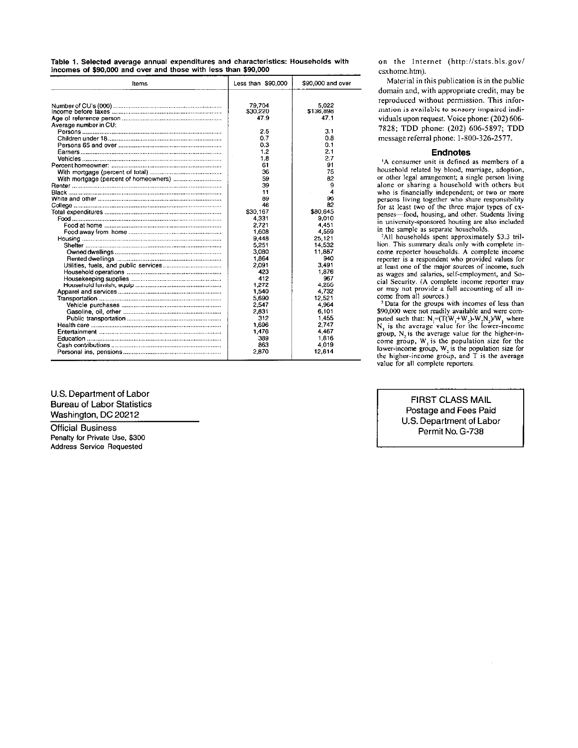**Table 1. Selected average annual expenditures and characteristics: Households with incomes of $90,000 and over and those with less than $90,000**

| Items | Less than $90,000 | $90,000 and over |
|---|---|---|
| Number of CU's (000) | 79,704 | 5,022 |
| Income before taxes | $30,220 | $136,898 |
| Age of reference person | 47.9 | 47.1 |
| Average number in CU: | | |
| Persons | 2.5 | 3.1 |
| Children under 18 | 0.7 | 0.8 |
| Persons 65 and over | 0.3 | 0.1 |
| Earners | 1.2 | 2.1 |
| Vehicles | 1.8 | 2.7 |
| Percent homeowner: | 61 | 91 |
| With mortgage (percent of total) | 36 | 75 |
| With mortgage (percent of homeowners) | 59 | 82 |
| Renter | 39 | 9 |
| Black | 11 | 4 |
| White and other | 89 | 96 |
| College | 46 | 82 |
| Total expenditures | $30,167 | $80,645 |
| Food | 4,331 | 9,010 |
| Food at home | 2,721 | 4,451 |
| Food away from home | 1,608 | 4,559 |
| Housing | 9,448 | 25,121 |
| Shelter | 5,251 | 14,532 |
| Owned dwellings | 3,080 | 11,887 |
| Rented dwellings | 1,864 | 940 |
| Utilities, fuels, and public services | 2,091 | 3,491 |
| Household operations | 423 | 1,876 |
| Housekeeping supplies | 412 | 967 |
| Household furnish, equip | 1,272 | 4,255 |
| Apparel and services | 1,540 | 4,732 |
| Transportation | 5,690 | 12,521 |
| Vehicle purchases | 2,547 | 4,964 |
| Gasoline, oil, other | 2,831 | 6,101 |
| Public transportation | 312 | 1,455 |
| Health care | 1,696 | 2,747 |
| Entertainment | 1,476 | 4,467 |
| Education | 389 | 1,816 |
| Cash contributions | 863 | 4,019 |
| Personal ins, pensions | 2,870 | 12,614 |

on the Internet (http://stats.bls.gov/csxhome.htm).

Material in this publication is in the public domain and, with appropriate credit, may be reproduced without permission. This information is available to sensory impaired individuals upon request. Voice phone: (202) 606-7828; TDD phone: (202) 606-5897; TDD message referral phone: 1-800-326-2577.

## Endnotes

[1]A consumer unit is defined as members of a household related by blood, marriage, adoption, or other legal arrangement; a single person living alone or sharing a household with others but who is financially independent; or two or more persons living together who share responsibility for at least two of the three major types of expenses—food, housing, and other. Students living in university-sponsored housing are also included in the sample as separate households.

[2]All households spent approximately $3.3 trillion. This summary deals only with complete income reporter households. A complete income reporter is a respondent who provided values for at least one of the major sources of income, such as wages and salaries, self-employment, and Social Security. (A complete income reporter may or may not provide a full accounting of all income from all sources.)

[3]Data for the groups with incomes of less than $90,000 were not readily available and were computed such that: $N_1=(T(W_1+W_2)-W_2N_2)/W_1$ where $N_1$ is the average value for the lower-income group, $N_2$ is the average value for the higher-income group, $W_1$ is the population size for the lower-income group, $W_2$ is the population size for the higher-income group, and T is the average value for all complete reporters.

U.S. Department of Labor
Bureau of Labor Statistics
Washington, DC 20212

Official Business
Penalty for Private Use, $300
Address Service Requested

FIRST CLASS MAIL
Postage and Fees Paid
U.S. Department of Labor
Permit No. G-738